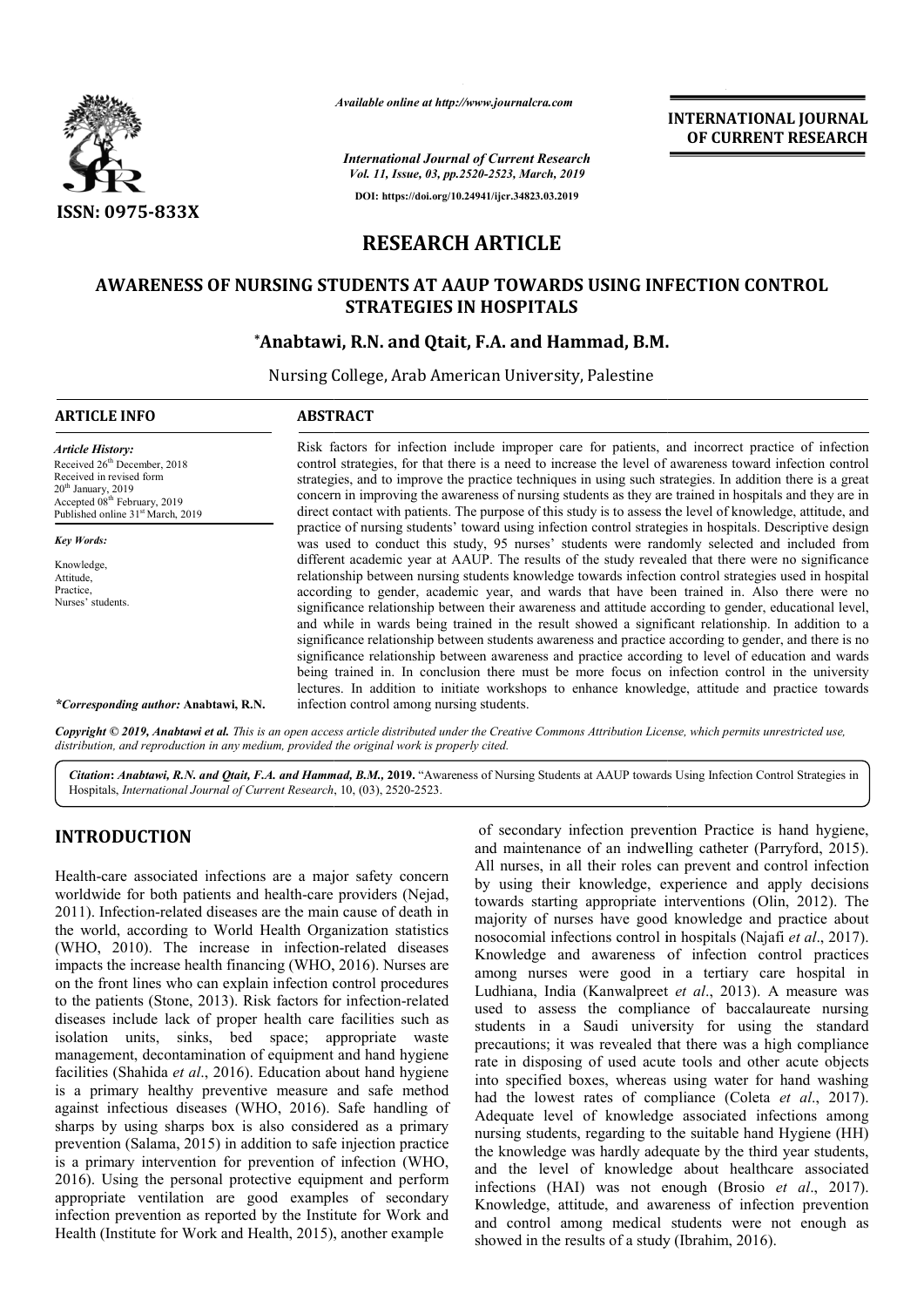# RESEARCH ARTICLE

## AWARENESS OF NURSING STUDENTS AT AAUP TOWARDS USING INFECTION CONTROL STRATEGIES IN HOSPITALS

**\*Anabtawi, R.N. and Qtait, F.A. and Hammad, B.M.**

Nursing College, Arab American University, Palestine

**ARTICLE INFO**

*Article History:*

Received 26th December, 2018
Received in revised form 20th January, 2019
Accepted 08th February, 2019
Published online 31st March, 2019

*Key Words:*

Knowledge,
Attitude,
Practice,
Nurses' students.

*\*Corresponding author:* **Anabtawi, R.N.**

**ABSTRACT**

Risk factors for infection include improper care for patients, and incorrect practice of infection control strategies, for that there is a need to increase the level of awareness toward infection control strategies, and to improve the practice techniques in using such strategies. In addition there is a great concern in improving the awareness of nursing students as they are trained in hospitals and they are in direct contact with patients. The purpose of this study is to assess the level of knowledge, attitude, and practice of nursing students' toward using infection control strategies in hospitals. Descriptive design was used to conduct this study, 95 nurses' students were randomly selected and included from different academic year at AAUP. The results of the study revealed that there were no significance relationship between nursing students knowledge towards infection control strategies used in hospital according to gender, academic year, and wards that have been trained in. Also there were no significance relationship between their awareness and attitude according to gender, educational level, and while in wards being trained in the result showed a significant relationship. In addition to a significance relationship between students awareness and practice according to gender, and there is no significance relationship between awareness and practice according to level of education and wards being trained in. In conclusion there must be more focus on infection control in the university lectures. In addition to initiate workshops to enhance knowledge, attitude and practice towards infection control among nursing students.

*Copyright © 2019, Anabtawi et al. This is an open access article distributed under the Creative Commons Attribution License, which permits unrestricted use, distribution, and reproduction in any medium, provided the original work is properly cited.*

**Citation:** *Anabtawi, R.N. and Qtait, F.A. and Hammad, B.M.,* **2019.** "Awareness of Nursing Students at AAUP towards Using Infection Control Strategies in Hospitals, *International Journal of Current Research*, 10, (03), 2520-2523.

## INTRODUCTION

Health-care associated infections are a major safety concern worldwide for both patients and health-care providers (Nejad, 2011). Infection-related diseases are the main cause of death in the world, according to World Health Organization statistics (WHO, 2010). The increase in infection-related diseases impacts the increase health financing (WHO, 2016). Nurses are on the front lines who can explain infection control procedures to the patients (Stone, 2013). Risk factors for infection-related diseases include lack of proper health care facilities such as isolation units, sinks, bed space; appropriate waste management, decontamination of equipment and hand hygiene facilities (Shahida *et al*., 2016). Education about hand hygiene is a primary healthy preventive measure and safe method against infectious diseases (WHO, 2016). Safe handling of sharps by using sharps box is also considered as a primary prevention (Salama, 2015) in addition to safe injection practice is a primary intervention for prevention of infection (WHO, 2016). Using the personal protective equipment and perform appropriate ventilation are good examples of secondary infection prevention as reported by the Institute for Work and Health (Institute for Work and Health, 2015), another example of secondary infection prevention Practice is hand hygiene, and maintenance of an indwelling catheter (Parryford, 2015). All nurses, in all their roles can prevent and control infection by using their knowledge, experience and apply decisions towards starting appropriate interventions (Olin, 2012). The majority of nurses have good knowledge and practice about nosocomial infections control in hospitals (Najafi *et al*., 2017). Knowledge and awareness of infection control practices among nurses were good in a tertiary care hospital in Ludhiana, India (Kanwalpreet *et al*., 2013). A measure was used to assess the compliance of baccalaureate nursing students in a Saudi university for using the standard precautions; it was revealed that there was a high compliance rate in disposing of used acute tools and other acute objects into specified boxes, whereas using water for hand washing had the lowest rates of compliance (Coleta *et al*., 2017). Adequate level of knowledge associated infections among nursing students, regarding to the suitable hand Hygiene (HH) the knowledge was hardly adequate by the third year students, and the level of knowledge about healthcare associated infections (HAI) was not enough (Brosio *et al*., 2017). Knowledge, attitude, and awareness of infection prevention and control among medical students were not enough as showed in the results of a study (Ibrahim, 2016).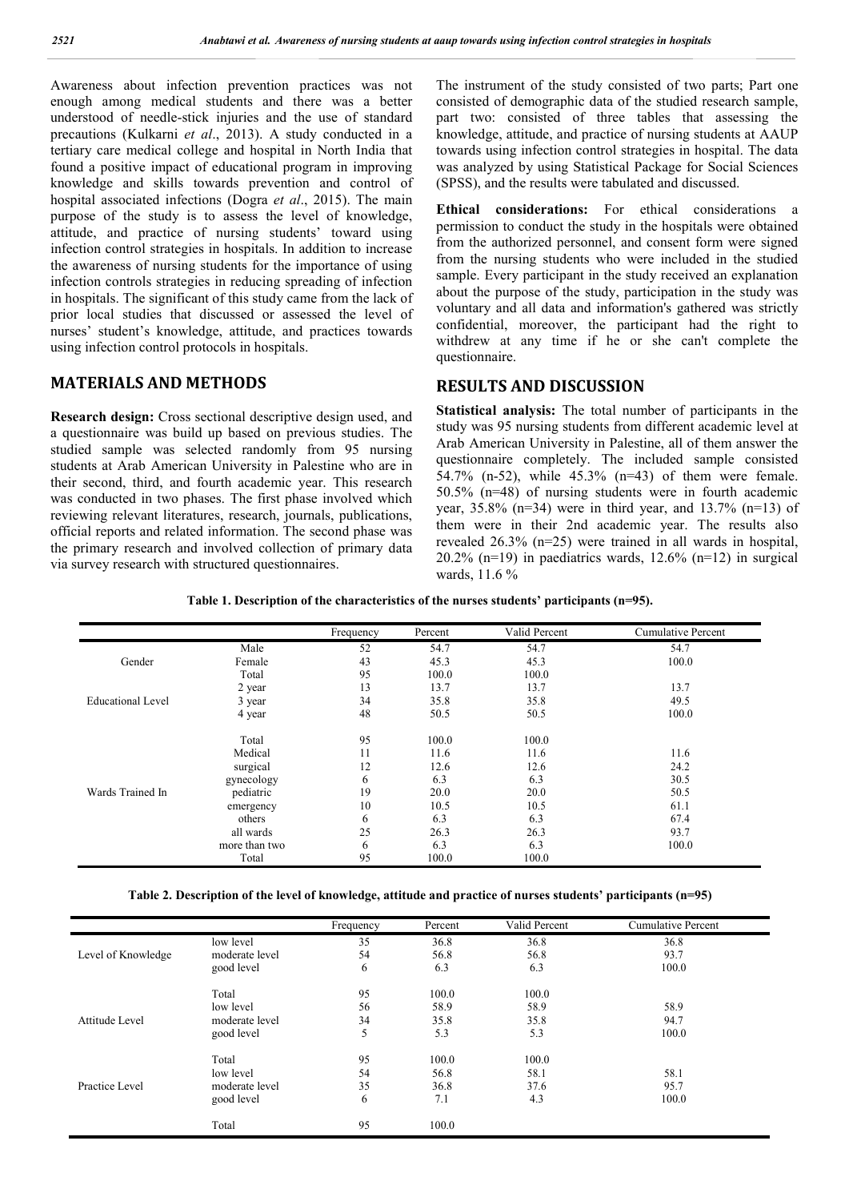Awareness about infection prevention practices was not enough among medical students and there was a better understood of needle-stick injuries and the use of standard precautions (Kulkarni *et al*., 2013). A study conducted in a tertiary care medical college and hospital in North India that found a positive impact of educational program in improving knowledge and skills towards prevention and control of hospital associated infections (Dogra *et al*., 2015). The main purpose of the study is to assess the level of knowledge, attitude, and practice of nursing students' toward using infection control strategies in hospitals. In addition to increase the awareness of nursing students for the importance of using infection controls strategies in reducing spreading of infection in hospitals. The significant of this study came from the lack of prior local studies that discussed or assessed the level of nurses' student's knowledge, attitude, and practices towards using infection control protocols in hospitals.

## MATERIALS AND METHODS

**Research design:** Cross sectional descriptive design used, and a questionnaire was build up based on previous studies. The studied sample was selected randomly from 95 nursing students at Arab American University in Palestine who are in their second, third, and fourth academic year. This research was conducted in two phases. The first phase involved which reviewing relevant literatures, research, journals, publications, official reports and related information. The second phase was the primary research and involved collection of primary data via survey research with structured questionnaires.

The instrument of the study consisted of two parts; Part one consisted of demographic data of the studied research sample, part two: consisted of three tables that assessing the knowledge, attitude, and practice of nursing students at AAUP towards using infection control strategies in hospital. The data was analyzed by using Statistical Package for Social Sciences (SPSS), and the results were tabulated and discussed.

**Ethical considerations:** For ethical considerations a permission to conduct the study in the hospitals were obtained from the authorized personnel, and consent form were signed from the nursing students who were included in the studied sample. Every participant in the study received an explanation about the purpose of the study, participation in the study was voluntary and all data and information's gathered was strictly confidential, moreover, the participant had the right to withdrew at any time if he or she can't complete the questionnaire.

## RESULTS AND DISCUSSION

**Statistical analysis:** The total number of participants in the study was 95 nursing students from different academic level at Arab American University in Palestine, all of them answer the questionnaire completely. The included sample consisted 54.7% (n-52), while 45.3% (n=43) of them were female. 50.5% (n=48) of nursing students were in fourth academic year, 35.8% (n=34) were in third year, and 13.7% (n=13) of them were in their 2nd academic year. The results also revealed 26.3% (n=25) were trained in all wards in hospital, 20.2% (n=19) in paediatrics wards, 12.6% (n=12) in surgical wards, 11.6 %

**Table 1. Description of the characteristics of the nurses students' participants (n=95).**

| | | Frequency | Percent | Valid Percent | Cumulative Percent |
|---|---|---|---|---|---|
| Gender | Male | 52 | 54.7 | 54.7 | 54.7 |
| | Female | 43 | 45.3 | 45.3 | 100.0 |
| | Total | 95 | 100.0 | 100.0 | |
| Educational Level | 2 year | 13 | 13.7 | 13.7 | 13.7 |
| | 3 year | 34 | 35.8 | 35.8 | 49.5 |
| | 4 year | 48 | 50.5 | 50.5 | 100.0 |
| | Total | 95 | 100.0 | 100.0 | |
| Wards Trained In | Medical | 11 | 11.6 | 11.6 | 11.6 |
| | surgical | 12 | 12.6 | 12.6 | 24.2 |
| | gynecology | 6 | 6.3 | 6.3 | 30.5 |
| | pediatric | 19 | 20.0 | 20.0 | 50.5 |
| | emergency | 10 | 10.5 | 10.5 | 61.1 |
| | others | 6 | 6.3 | 6.3 | 67.4 |
| | all wards | 25 | 26.3 | 26.3 | 93.7 |
| | more than two | 6 | 6.3 | 6.3 | 100.0 |
| | Total | 95 | 100.0 | 100.0 | |

**Table 2. Description of the level of knowledge, attitude and practice of nurses students' participants (n=95)**

| | | Frequency | Percent | Valid Percent | Cumulative Percent |
|---|---|---|---|---|---|
| Level of Knowledge | low level | 35 | 36.8 | 36.8 | 36.8 |
| | moderate level | 54 | 56.8 | 56.8 | 93.7 |
| | good level | 6 | 6.3 | 6.3 | 100.0 |
| | Total | 95 | 100.0 | 100.0 | |
| Attitude Level | low level | 56 | 58.9 | 58.9 | 58.9 |
| | moderate level | 34 | 35.8 | 35.8 | 94.7 |
| | good level | 5 | 5.3 | 5.3 | 100.0 |
| | Total | 95 | 100.0 | 100.0 | |
| Practice Level | low level | 54 | 56.8 | 58.1 | 58.1 |
| | moderate level | 35 | 36.8 | 37.6 | 95.7 |
| | good level | 6 | 7.1 | 4.3 | 100.0 |
| | Total | 95 | 100.0 | | |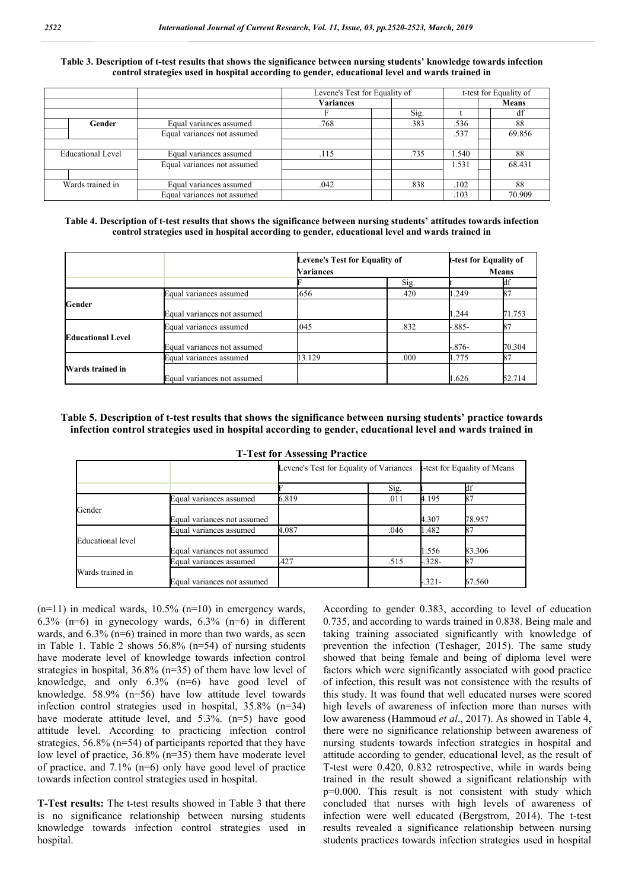**Table 3. Description of t-test results that shows the significance between nursing students' knowledge towards infection control strategies used in hospital according to gender, educational level and wards trained in**

| | | Levene's Test for Equality of Variances | | t-test for Equality of Means | |
|---|---|---|---|---|---|
| | | F | Sig. | t | df |
| Gender | Equal variances assumed | .768 | .383 | .536 | 88 |
| | Equal variances not assumed | | | .537 | 69.856 |
| Educational Level | Equal variances assumed | .115 | .735 | 1.540 | 88 |
| | Equal variances not assumed | | | 1.531 | 68.431 |
| Wards trained in | Equal variances assumed | .042 | .838 | .102 | 88 |
| | Equal variances not assumed | | | .103 | 70.909 |

**Table 4. Description of t-test results that shows the significance between nursing students' attitudes towards infection control strategies used in hospital according to gender, educational level and wards trained in**

| | | Levene's Test for Equality of Variances | | t-test for Equality of Means | |
|---|---|---|---|---|---|
| | | F | Sig. | t | df |
| **Gender** | Equal variances assumed | .656 | .420 | 1.249 | 87 |
| | Equal variances not assumed | | | 1.244 | 71.753 |
| **Educational Level** | Equal variances assumed | .045 | .832 | -.885- | 87 |
| | Equal variances not assumed | | | -.876- | 70.304 |
| **Wards trained in** | Equal variances assumed | 13.129 | .000 | 1.775 | 87 |
| | Equal variances not assumed | | | 1.626 | 52.714 |

**Table 5. Description of t-test results that shows the significance between nursing students' practice towards infection control strategies used in hospital according to gender, educational level and wards trained in**

**T-Test for Assessing Practice**

| | | Levene's Test for Equality of Variances | | t-test for Equality of Means | |
|---|---|---|---|---|---|
| | | F | Sig. | t | df |
| Gender | Equal variances assumed | 6.819 | .011 | 4.195 | 87 |
| | Equal variances not assumed | | | 4.307 | 78.957 |
| Educational level | Equal variances assumed | 4.087 | .046 | 1.482 | 87 |
| | Equal variances not assumed | | | 1.556 | 83.306 |
| Wards trained in | Equal variances assumed | .427 | .515 | -.328- | 87 |
| | Equal variances not assumed | | | -.321- | 67.560 |

(n=11) in medical wards, 10.5% (n=10) in emergency wards, 6.3% (n=6) in gynecology wards, 6.3% (n=6) in different wards, and 6.3% (n=6) trained in more than two wards, as seen in Table 1. Table 2 shows 56.8% (n=54) of nursing students have moderate level of knowledge towards infection control strategies in hospital, 36.8% (n=35) of them have low level of knowledge, and only 6.3% (n=6) have good level of knowledge. 58.9% (n=56) have low attitude level towards infection control strategies used in hospital, 35.8% (n=34) have moderate attitude level, and 5.3%. (n=5) have good attitude level. According to practicing infection control strategies, 56.8% (n=54) of participants reported that they have low level of practice, 36.8% (n=35) them have moderate level of practice, and 7.1% (n=6) only have good level of practice towards infection control strategies used in hospital.

**T-Test results:** The t-test results showed in Table 3 that there is no significance relationship between nursing students knowledge towards infection control strategies used in hospital.

According to gender 0.383, according to level of education 0.735, and according to wards trained in 0.838. Being male and taking training associated significantly with knowledge of prevention the infection (Teshager, 2015). The same study showed that being female and being of diploma level were factors which were significantly associated with good practice of infection, this result was not consistence with the results of this study. It was found that well educated nurses were scored high levels of awareness of infection more than nurses with low awareness (Hammoud *et al*., 2017). As showed in Table 4, there were no significance relationship between awareness of nursing students towards infection strategies in hospital and attitude according to gender, educational level, as the result of T-test were 0.420, 0.832 retrospective, while in wards being trained in the result showed a significant relationship with p=0.000. This result is not consistent with study which concluded that nurses with high levels of awareness of infection were well educated (Bergstrom, 2014). The t-test results revealed a significance relationship between nursing students practices towards infection strategies used in hospital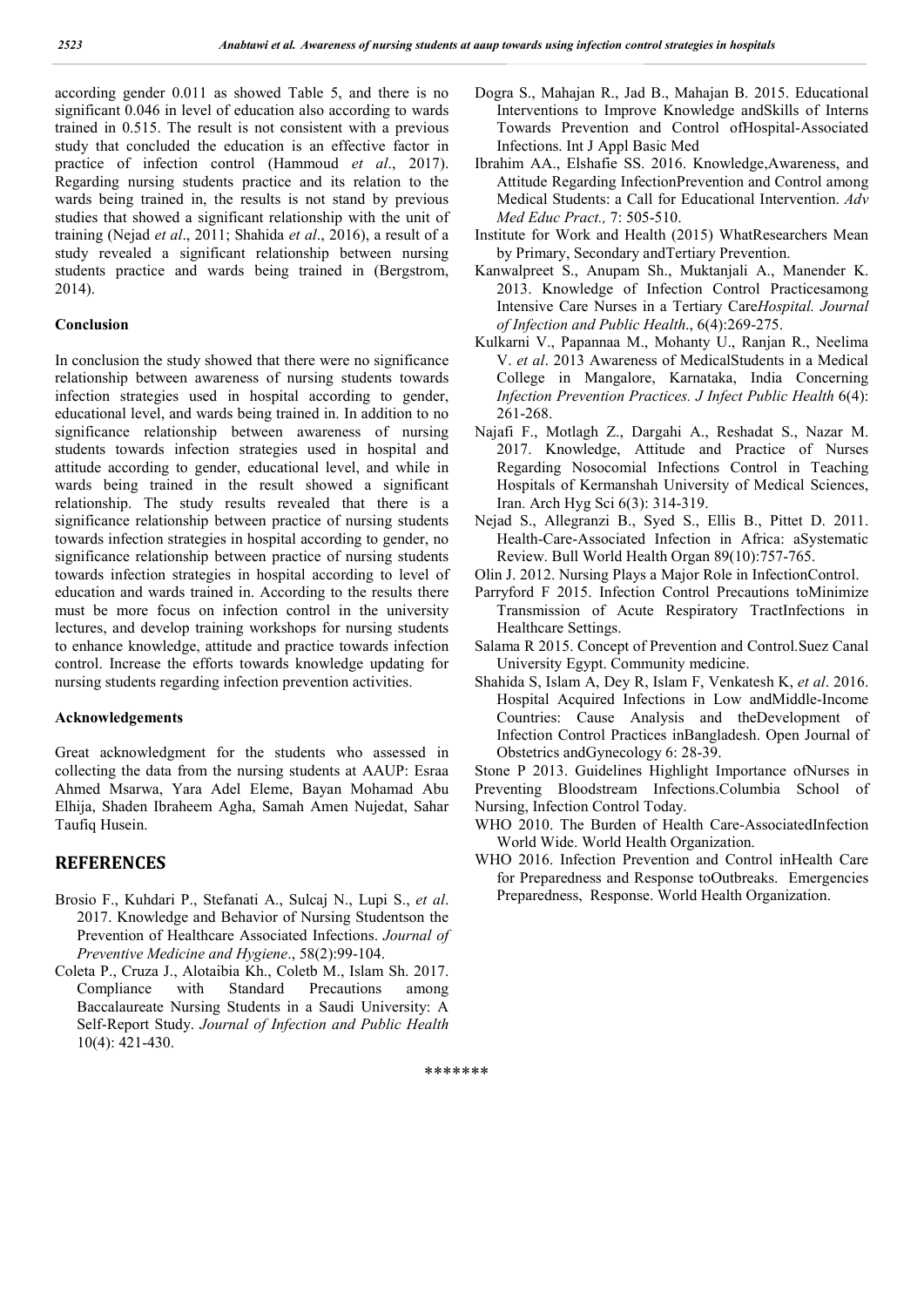according gender 0.011 as showed Table 5, and there is no significant 0.046 in level of education also according to wards trained in 0.515. The result is not consistent with a previous study that concluded the education is an effective factor in practice of infection control (Hammoud *et al*., 2017). Regarding nursing students practice and its relation to the wards being trained in, the results is not stand by previous studies that showed a significant relationship with the unit of training (Nejad *et al*., 2011; Shahida *et al*., 2016), a result of a study revealed a significant relationship between nursing students practice and wards being trained in (Bergstrom, 2014).

### Conclusion

In conclusion the study showed that there were no significance relationship between awareness of nursing students towards infection strategies used in hospital according to gender, educational level, and wards being trained in. In addition to no significance relationship between awareness of nursing students towards infection strategies used in hospital and attitude according to gender, educational level, and while in wards being trained in the result showed a significant relationship. The study results revealed that there is a significance relationship between practice of nursing students towards infection strategies in hospital according to gender, no significance relationship between practice of nursing students towards infection strategies in hospital according to level of education and wards trained in. According to the results there must be more focus on infection control in the university lectures, and develop training workshops for nursing students to enhance knowledge, attitude and practice towards infection control. Increase the efforts towards knowledge updating for nursing students regarding infection prevention activities.

### Acknowledgements

Great acknowledgment for the students who assessed in collecting the data from the nursing students at AAUP: Esraa Ahmed Msarwa, Yara Adel Eleme, Bayan Mohamad Abu Elhija, Shaden Ibraheem Agha, Samah Amen Nujedat, Sahar Taufiq Husein.

## REFERENCES

Brosio F., Kuhdari P., Stefanati A., Sulcaj N., Lupi S., *et al*. 2017. Knowledge and Behavior of Nursing Studentson the Prevention of Healthcare Associated Infections. *Journal of Preventive Medicine and Hygiene*., 58(2):99-104.

Coleta P., Cruza J., Alotaibia Kh., Coletb M., Islam Sh. 2017. Compliance with Standard Precautions among Baccalaureate Nursing Students in a Saudi University: A Self-Report Study. *Journal of Infection and Public Health* 10(4): 421-430.

Dogra S., Mahajan R., Jad B., Mahajan B. 2015. Educational Interventions to Improve Knowledge andSkills of Interns Towards Prevention and Control ofHospital-Associated Infections. Int J Appl Basic Med

Ibrahim AA., Elshafie SS. 2016. Knowledge,Awareness, and Attitude Regarding InfectionPrevention and Control among Medical Students: a Call for Educational Intervention. *Adv Med Educ Pract.,* 7: 505-510.

Institute for Work and Health (2015) WhatResearchers Mean by Primary, Secondary andTertiary Prevention.

Kanwalpreet S., Anupam Sh., Muktanjali A., Manender K. 2013. Knowledge of Infection Control Practicesamong Intensive Care Nurses in a Tertiary Care*Hospital. Journal of Infection and Public Health*., 6(4):269-275.

Kulkarni V., Papannaa M., Mohanty U., Ranjan R., Neelima V. *et al*. 2013 Awareness of MedicalStudents in a Medical College in Mangalore, Karnataka, India Concerning *Infection Prevention Practices. J Infect Public Health* 6(4): 261-268.

Najafi F., Motlagh Z., Dargahi A., Reshadat S., Nazar M. 2017. Knowledge, Attitude and Practice of Nurses Regarding Nosocomial Infections Control in Teaching Hospitals of Kermanshah University of Medical Sciences, Iran. Arch Hyg Sci 6(3): 314-319.

Nejad S., Allegranzi B., Syed S., Ellis B., Pittet D. 2011. Health-Care-Associated Infection in Africa: aSystematic Review. Bull World Health Organ 89(10):757-765.

Olin J. 2012. Nursing Plays a Major Role in InfectionControl.

Parryford F 2015. Infection Control Precautions toMinimize Transmission of Acute Respiratory TractInfections in Healthcare Settings.

Salama R 2015. Concept of Prevention and Control.Suez Canal University Egypt. Community medicine.

Shahida S, Islam A, Dey R, Islam F, Venkatesh K, *et al*. 2016. Hospital Acquired Infections in Low andMiddle-Income Countries: Cause Analysis and theDevelopment of Infection Control Practices inBangladesh. Open Journal of Obstetrics andGynecology 6: 28-39.

Stone P 2013. Guidelines Highlight Importance ofNurses in Preventing Bloodstream Infections.Columbia School of Nursing, Infection Control Today.

WHO 2010. The Burden of Health Care-AssociatedInfection World Wide. World Health Organization.

WHO 2016. Infection Prevention and Control inHealth Care for Preparedness and Response toOutbreaks. Emergencies Preparedness, Response. World Health Organization.

*******